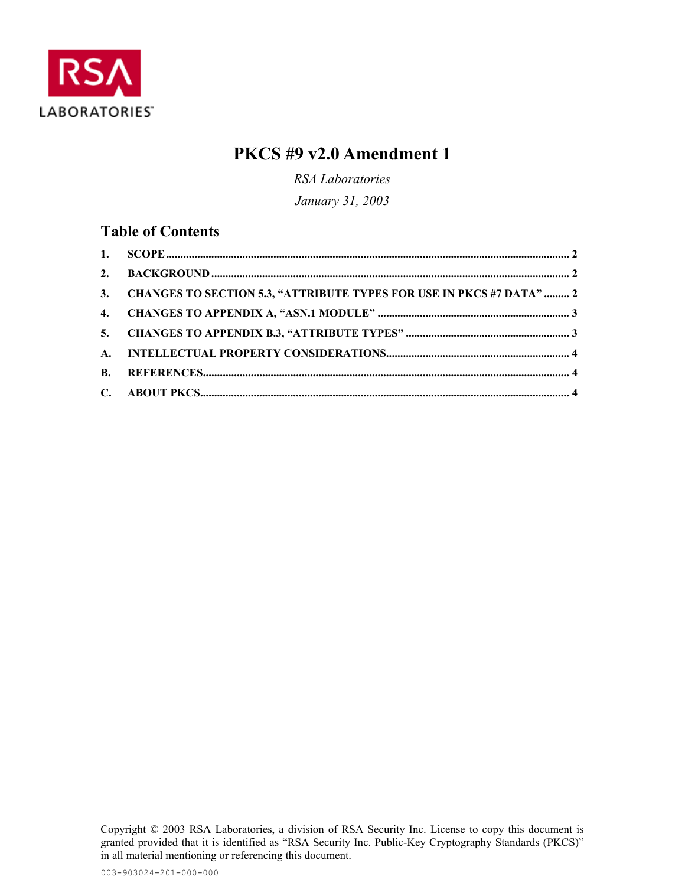RSA LABORATORIES

# PKCS #9 v2.0 Amendment 1

*RSA Laboratories*

*January 31, 2003*

## Table of Contents

1. SCOPE ........ 2
2. BACKGROUND ........ 2
3. CHANGES TO SECTION 5.3, "ATTRIBUTE TYPES FOR USE IN PKCS #7 DATA" ........ 2
4. CHANGES TO APPENDIX A, "ASN.1 MODULE" ........ 3
5. CHANGES TO APPENDIX B.3, "ATTRIBUTE TYPES" ........ 3

A. INTELLECTUAL PROPERTY CONSIDERATIONS ........ 4

B. REFERENCES ........ 4

C. ABOUT PKCS ........ 4

Copyright © 2003 RSA Laboratories, a division of RSA Security Inc. License to copy this document is granted provided that it is identified as "RSA Security Inc. Public-Key Cryptography Standards (PKCS)" in all material mentioning or referencing this document.

003-903024-201-000-000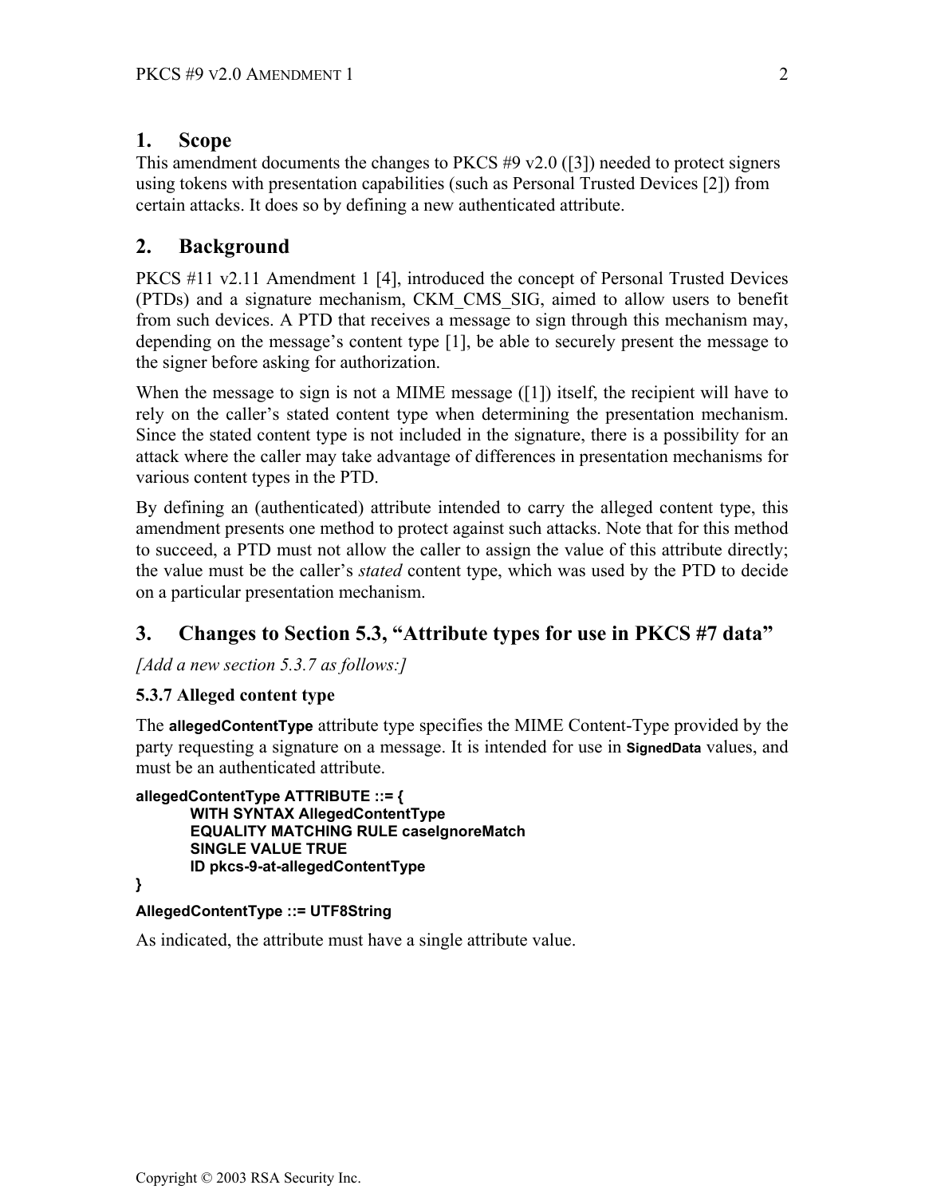## 1. Scope

This amendment documents the changes to PKCS #9 v2.0 ([3]) needed to protect signers using tokens with presentation capabilities (such as Personal Trusted Devices [2]) from certain attacks. It does so by defining a new authenticated attribute.

## 2. Background

PKCS #11 v2.11 Amendment 1 [4], introduced the concept of Personal Trusted Devices (PTDs) and a signature mechanism, CKM_CMS_SIG, aimed to allow users to benefit from such devices. A PTD that receives a message to sign through this mechanism may, depending on the message's content type [1], be able to securely present the message to the signer before asking for authorization.

When the message to sign is not a MIME message ([1]) itself, the recipient will have to rely on the caller's stated content type when determining the presentation mechanism. Since the stated content type is not included in the signature, there is a possibility for an attack where the caller may take advantage of differences in presentation mechanisms for various content types in the PTD.

By defining an (authenticated) attribute intended to carry the alleged content type, this amendment presents one method to protect against such attacks. Note that for this method to succeed, a PTD must not allow the caller to assign the value of this attribute directly; the value must be the caller's *stated* content type, which was used by the PTD to decide on a particular presentation mechanism.

## 3. Changes to Section 5.3, "Attribute types for use in PKCS #7 data"

*[Add a new section 5.3.7 as follows:]*

### 5.3.7 Alleged content type

The **allegedContentType** attribute type specifies the MIME Content-Type provided by the party requesting a signature on a message. It is intended for use in **SignedData** values, and must be an authenticated attribute.

```
allegedContentType ATTRIBUTE ::= {
        WITH SYNTAX AllegedContentType
        EQUALITY MATCHING RULE caseIgnoreMatch
        SINGLE VALUE TRUE
        ID pkcs-9-at-allegedContentType
}
```

```
AllegedContentType ::= UTF8String
```

As indicated, the attribute must have a single attribute value.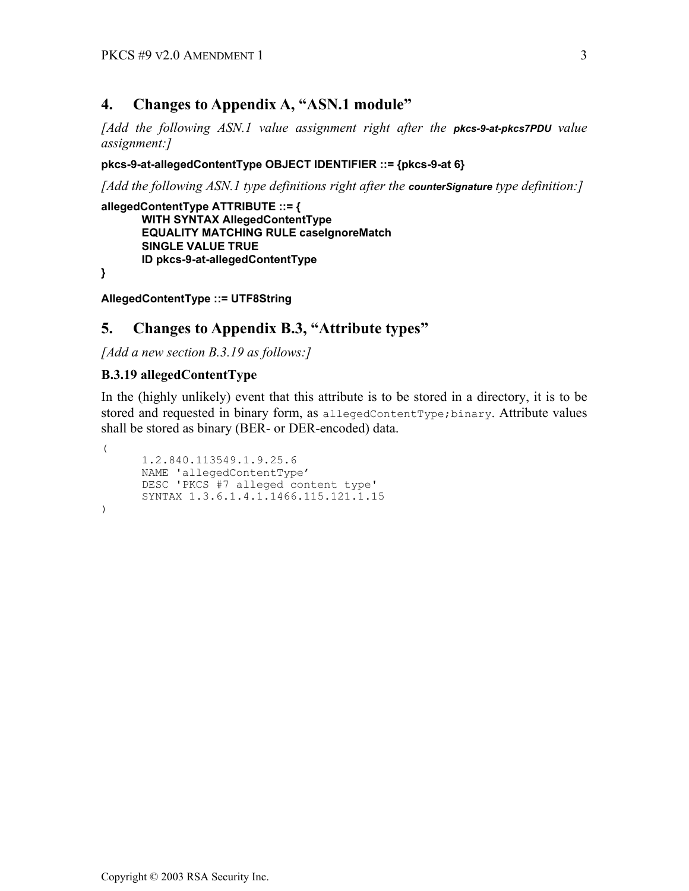## 4. Changes to Appendix A, "ASN.1 module"

*[Add the following ASN.1 value assignment right after the* **pkcs-9-at-pkcs7PDU** *value assignment:]*

```
pkcs-9-at-allegedContentType OBJECT IDENTIFIER ::= {pkcs-9-at 6}
```

*[Add the following ASN.1 type definitions right after the* **counterSignature** *type definition:]*

```
allegedContentType ATTRIBUTE ::= {
        WITH SYNTAX AllegedContentType
        EQUALITY MATCHING RULE caseIgnoreMatch
        SINGLE VALUE TRUE
        ID pkcs-9-at-allegedContentType
}

AllegedContentType ::= UTF8String
```

## 5. Changes to Appendix B.3, "Attribute types"

*[Add a new section B.3.19 as follows:]*

### B.3.19 allegedContentType

In the (highly unlikely) event that this attribute is to be stored in a directory, it is to be stored and requested in binary form, as `allegedContentType;binary`. Attribute values shall be stored as binary (BER- or DER-encoded) data.

```
(
      1.2.840.113549.1.9.25.6
      NAME 'allegedContentType'
      DESC 'PKCS #7 alleged content type'
      SYNTAX 1.3.6.1.4.1.1466.115.121.1.15
)
```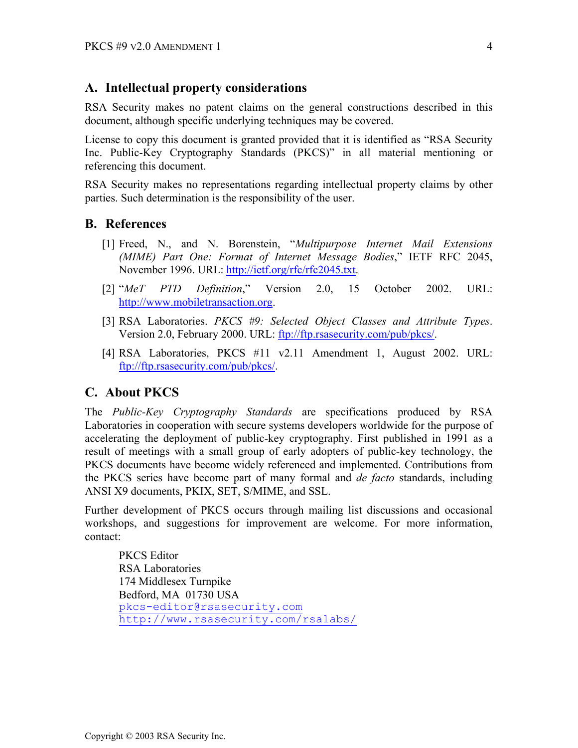## A. Intellectual property considerations

RSA Security makes no patent claims on the general constructions described in this document, although specific underlying techniques may be covered.

License to copy this document is granted provided that it is identified as "RSA Security Inc. Public-Key Cryptography Standards (PKCS)" in all material mentioning or referencing this document.

RSA Security makes no representations regarding intellectual property claims by other parties. Such determination is the responsibility of the user.

## B. References

[1] Freed, N., and N. Borenstein, "*Multipurpose Internet Mail Extensions (MIME) Part One: Format of Internet Message Bodies*," IETF RFC 2045, November 1996. URL: http://ietf.org/rfc/rfc2045.txt.

[2] "*MeT PTD Definition*," Version 2.0, 15 October 2002. URL: http://www.mobiletransaction.org.

[3] RSA Laboratories. *PKCS #9: Selected Object Classes and Attribute Types*. Version 2.0, February 2000. URL: ftp://ftp.rsasecurity.com/pub/pkcs/.

[4] RSA Laboratories, PKCS #11 v2.11 Amendment 1, August 2002. URL: ftp://ftp.rsasecurity.com/pub/pkcs/.

## C. About PKCS

The *Public-Key Cryptography Standards* are specifications produced by RSA Laboratories in cooperation with secure systems developers worldwide for the purpose of accelerating the deployment of public-key cryptography. First published in 1991 as a result of meetings with a small group of early adopters of public-key technology, the PKCS documents have become widely referenced and implemented. Contributions from the PKCS series have become part of many formal and *de facto* standards, including ANSI X9 documents, PKIX, SET, S/MIME, and SSL.

Further development of PKCS occurs through mailing list discussions and occasional workshops, and suggestions for improvement are welcome. For more information, contact:

PKCS Editor
RSA Laboratories
174 Middlesex Turnpike
Bedford, MA 01730 USA
pkcs-editor@rsasecurity.com
http://www.rsasecurity.com/rsalabs/

Copyright © 2003 RSA Security Inc.